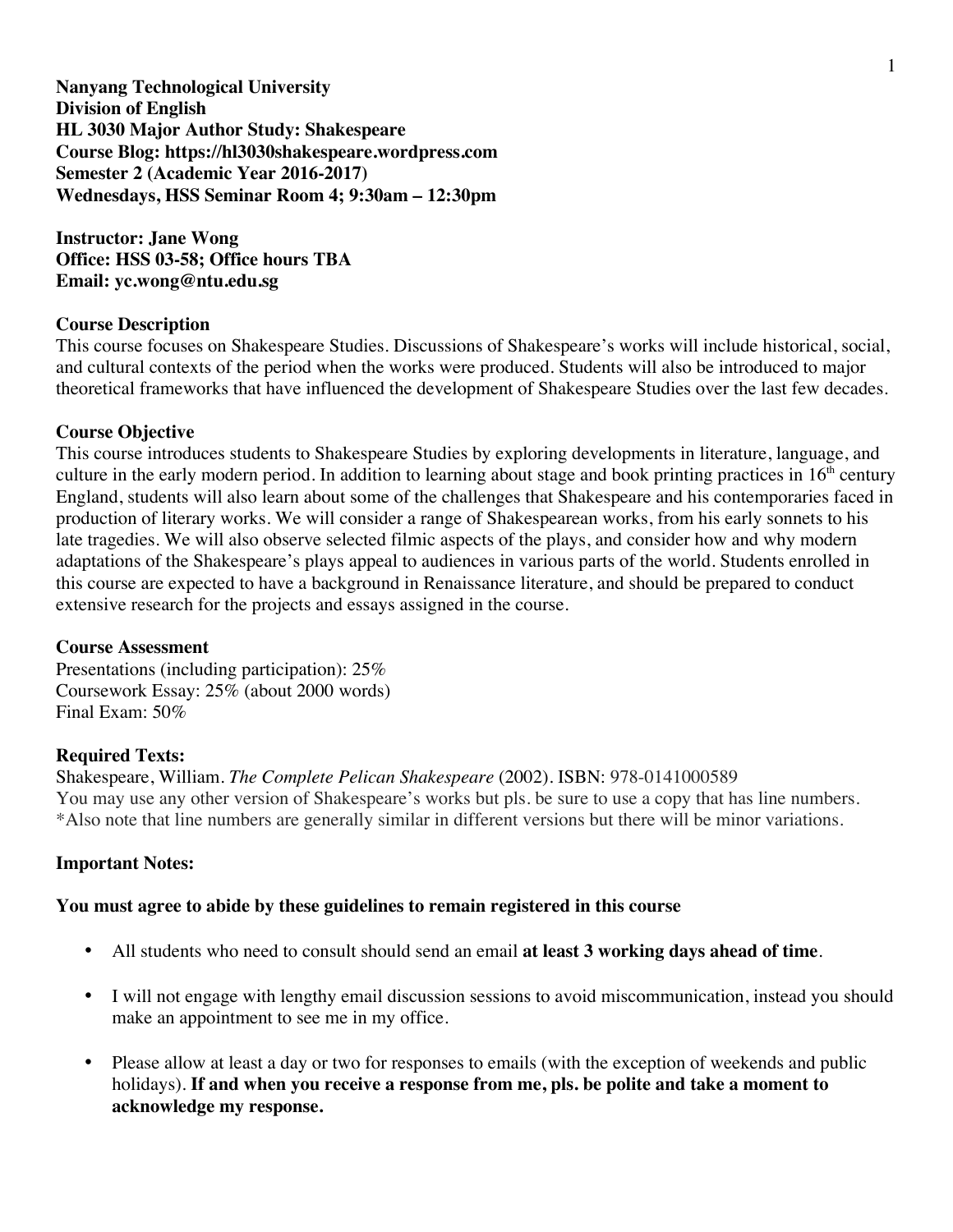**Nanyang Technological University**
**Division of English**
**HL 3030 Major Author Study: Shakespeare**
**Course Blog: https://hl3030shakespeare.wordpress.com**
**Semester 2 (Academic Year 2016-2017)**
**Wednesdays, HSS Seminar Room 4; 9:30am – 12:30pm**

**Instructor: Jane Wong**
**Office: HSS 03-58; Office hours TBA**
**Email: yc.wong@ntu.edu.sg**

## Course Description

This course focuses on Shakespeare Studies. Discussions of Shakespeare's works will include historical, social, and cultural contexts of the period when the works were produced. Students will also be introduced to major theoretical frameworks that have influenced the development of Shakespeare Studies over the last few decades.

## Course Objective

This course introduces students to Shakespeare Studies by exploring developments in literature, language, and culture in the early modern period. In addition to learning about stage and book printing practices in 16th century England, students will also learn about some of the challenges that Shakespeare and his contemporaries faced in production of literary works. We will consider a range of Shakespearean works, from his early sonnets to his late tragedies. We will also observe selected filmic aspects of the plays, and consider how and why modern adaptations of the Shakespeare's plays appeal to audiences in various parts of the world. Students enrolled in this course are expected to have a background in Renaissance literature, and should be prepared to conduct extensive research for the projects and essays assigned in the course.

## Course Assessment

Presentations (including participation): 25%
Coursework Essay: 25% (about 2000 words)
Final Exam: 50%

## Required Texts:

Shakespeare, William. *The Complete Pelican Shakespeare* (2002). ISBN: 978-0141000589
You may use any other version of Shakespeare's works but pls. be sure to use a copy that has line numbers.
*Also note that line numbers are generally similar in different versions but there will be minor variations.

## Important Notes:

**You must agree to abide by these guidelines to remain registered in this course**

- All students who need to consult should send an email **at least 3 working days ahead of time**.
- I will not engage with lengthy email discussion sessions to avoid miscommunication, instead you should make an appointment to see me in my office.
- Please allow at least a day or two for responses to emails (with the exception of weekends and public holidays). **If and when you receive a response from me, pls. be polite and take a moment to acknowledge my response.**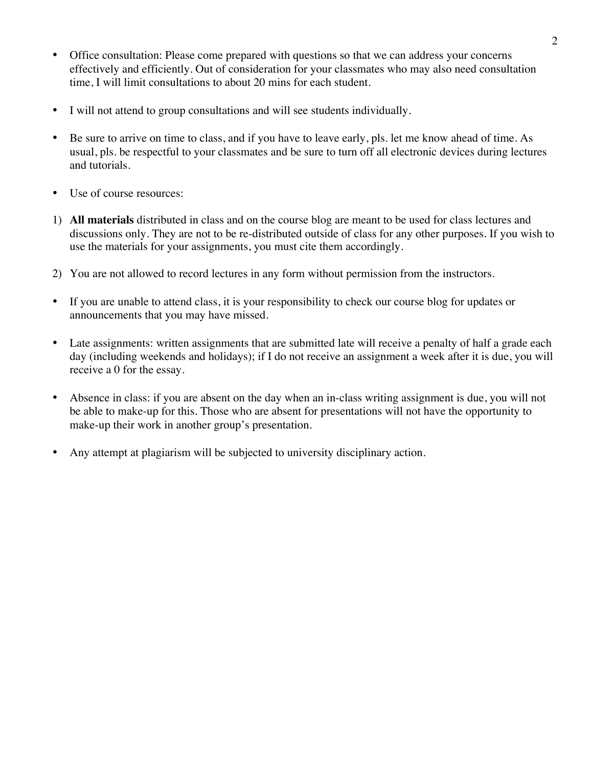- Office consultation: Please come prepared with questions so that we can address your concerns effectively and efficiently. Out of consideration for your classmates who may also need consultation time, I will limit consultations to about 20 mins for each student.

- I will not attend to group consultations and will see students individually.

- Be sure to arrive on time to class, and if you have to leave early, pls. let me know ahead of time. As usual, pls. be respectful to your classmates and be sure to turn off all electronic devices during lectures and tutorials.

- Use of course resources:

1) **All materials** distributed in class and on the course blog are meant to be used for class lectures and discussions only. They are not to be re-distributed outside of class for any other purposes. If you wish to use the materials for your assignments, you must cite them accordingly.

2) You are not allowed to record lectures in any form without permission from the instructors.

- If you are unable to attend class, it is your responsibility to check our course blog for updates or announcements that you may have missed.

- Late assignments: written assignments that are submitted late will receive a penalty of half a grade each day (including weekends and holidays); if I do not receive an assignment a week after it is due, you will receive a 0 for the essay.

- Absence in class: if you are absent on the day when an in-class writing assignment is due, you will not be able to make-up for this. Those who are absent for presentations will not have the opportunity to make-up their work in another group's presentation.

- Any attempt at plagiarism will be subjected to university disciplinary action.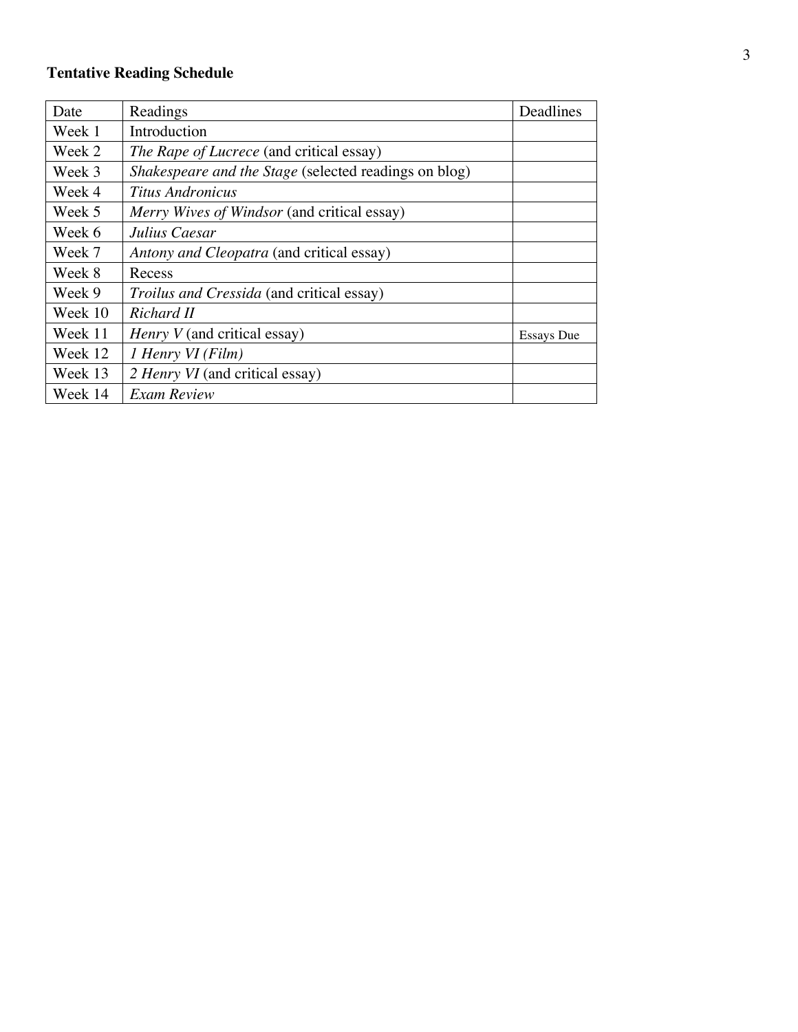**Tentative Reading Schedule**

| Date | Readings | Deadlines |
|---|---|---|
| Week 1 | Introduction | |
| Week 2 | *The Rape of Lucrece* (and critical essay) | |
| Week 3 | *Shakespeare and the Stage* (selected readings on blog) | |
| Week 4 | *Titus Andronicus* | |
| Week 5 | *Merry Wives of Windsor* (and critical essay) | |
| Week 6 | *Julius Caesar* | |
| Week 7 | *Antony and Cleopatra* (and critical essay) | |
| Week 8 | Recess | |
| Week 9 | *Troilus and Cressida* (and critical essay) | |
| Week 10 | *Richard II* | |
| Week 11 | *Henry V* (and critical essay) | Essays Due |
| Week 12 | *1 Henry VI (Film)* | |
| Week 13 | *2 Henry VI* (and critical essay) | |
| Week 14 | *Exam Review* | |